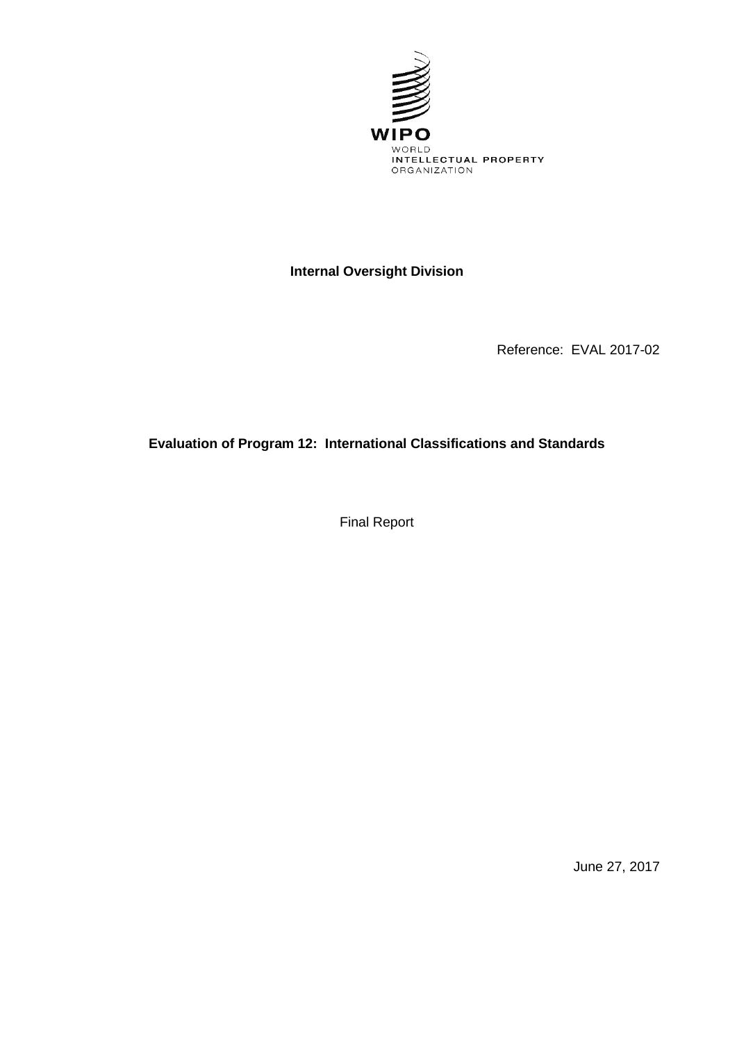WIPO

WORLD
INTELLECTUAL PROPERTY
ORGANIZATION

**Internal Oversight Division**

Reference: EVAL 2017-02

# Evaluation of Program 12: International Classifications and Standards

Final Report

June 27, 2017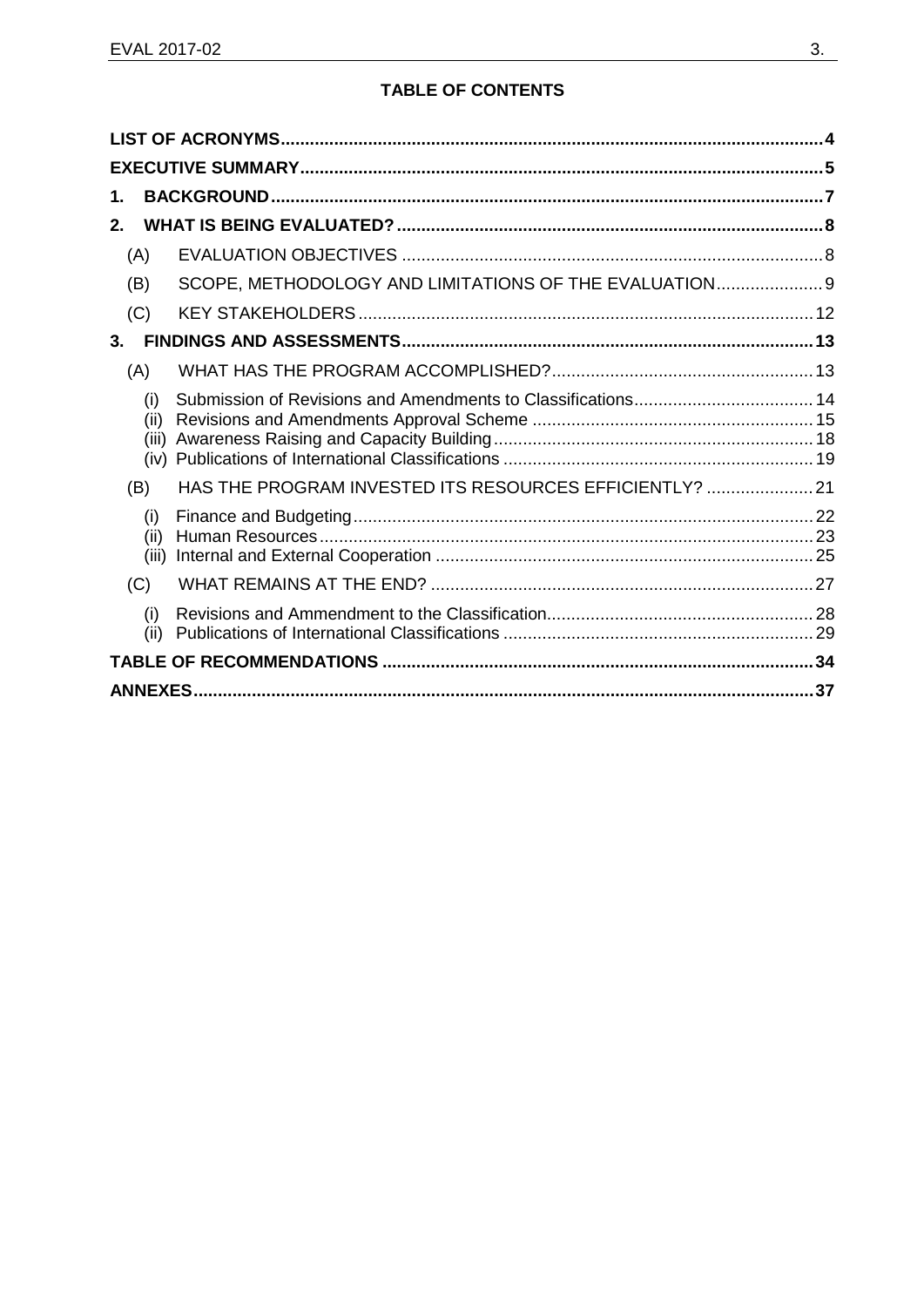## TABLE OF CONTENTS

- LIST OF ACRONYMS ........ 4
- EXECUTIVE SUMMARY ........ 5
- 1. BACKGROUND ........ 7
- 2. WHAT IS BEING EVALUATED? ........ 8
  - (A) EVALUATION OBJECTIVES ........ 8
  - (B) SCOPE, METHODOLOGY AND LIMITATIONS OF THE EVALUATION ........ 9
  - (C) KEY STAKEHOLDERS ........ 12
- 3. FINDINGS AND ASSESSMENTS ........ 13
  - (A) WHAT HAS THE PROGRAM ACCOMPLISHED? ........ 13
    - (i) Submission of Revisions and Amendments to Classifications ........ 14
    - (ii) Revisions and Amendments Approval Scheme ........ 15
    - (iii) Awareness Raising and Capacity Building ........ 18
    - (iv) Publications of International Classifications ........ 19
  - (B) HAS THE PROGRAM INVESTED ITS RESOURCES EFFICIENTLY? ........ 21
    - (i) Finance and Budgeting ........ 22
    - (ii) Human Resources ........ 23
    - (iii) Internal and External Cooperation ........ 25
  - (C) WHAT REMAINS AT THE END? ........ 27
    - (i) Revisions and Ammendment to the Classification ........ 28
    - (ii) Publications of International Classifications ........ 29
- TABLE OF RECOMMENDATIONS ........ 34
- ANNEXES ........ 37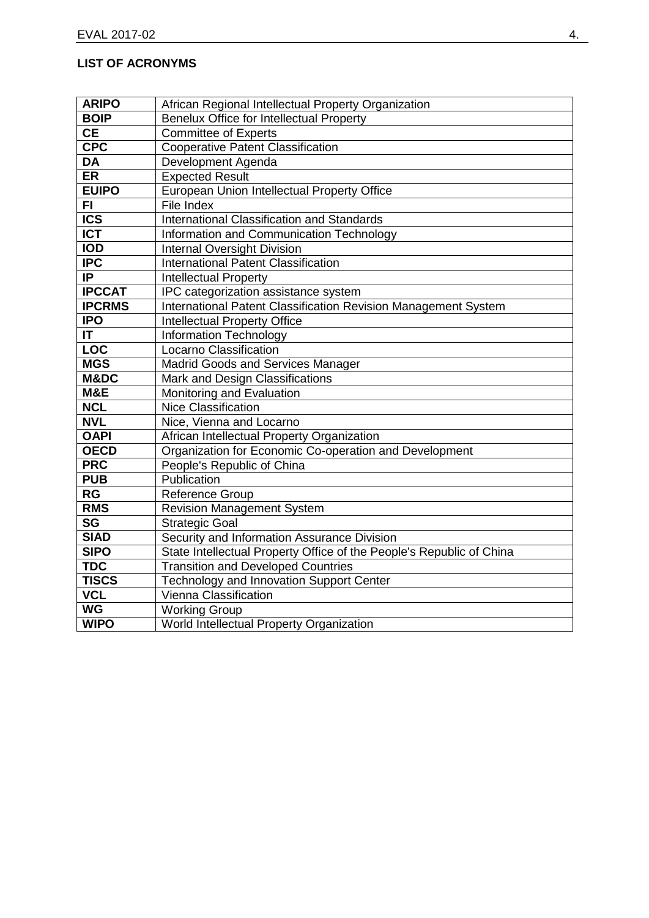**LIST OF ACRONYMS**

| | |
|---|---|
| **ARIPO** | African Regional Intellectual Property Organization |
| **BOIP** | Benelux Office for Intellectual Property |
| **CE** | Committee of Experts |
| **CPC** | Cooperative Patent Classification |
| **DA** | Development Agenda |
| **ER** | Expected Result |
| **EUIPO** | European Union Intellectual Property Office |
| **FI** | File Index |
| **ICS** | International Classification and Standards |
| **ICT** | Information and Communication Technology |
| **IOD** | Internal Oversight Division |
| **IPC** | International Patent Classification |
| **IP** | Intellectual Property |
| **IPCCAT** | IPC categorization assistance system |
| **IPCRMS** | International Patent Classification Revision Management System |
| **IPO** | Intellectual Property Office |
| **IT** | Information Technology |
| **LOC** | Locarno Classification |
| **MGS** | Madrid Goods and Services Manager |
| **M&DC** | Mark and Design Classifications |
| **M&E** | Monitoring and Evaluation |
| **NCL** | Nice Classification |
| **NVL** | Nice, Vienna and Locarno |
| **OAPI** | African Intellectual Property Organization |
| **OECD** | Organization for Economic Co-operation and Development |
| **PRC** | People's Republic of China |
| **PUB** | Publication |
| **RG** | Reference Group |
| **RMS** | Revision Management System |
| **SG** | Strategic Goal |
| **SIAD** | Security and Information Assurance Division |
| **SIPO** | State Intellectual Property Office of the People's Republic of China |
| **TDC** | Transition and Developed Countries |
| **TISCS** | Technology and Innovation Support Center |
| **VCL** | Vienna Classification |
| **WG** | Working Group |
| **WIPO** | World Intellectual Property Organization |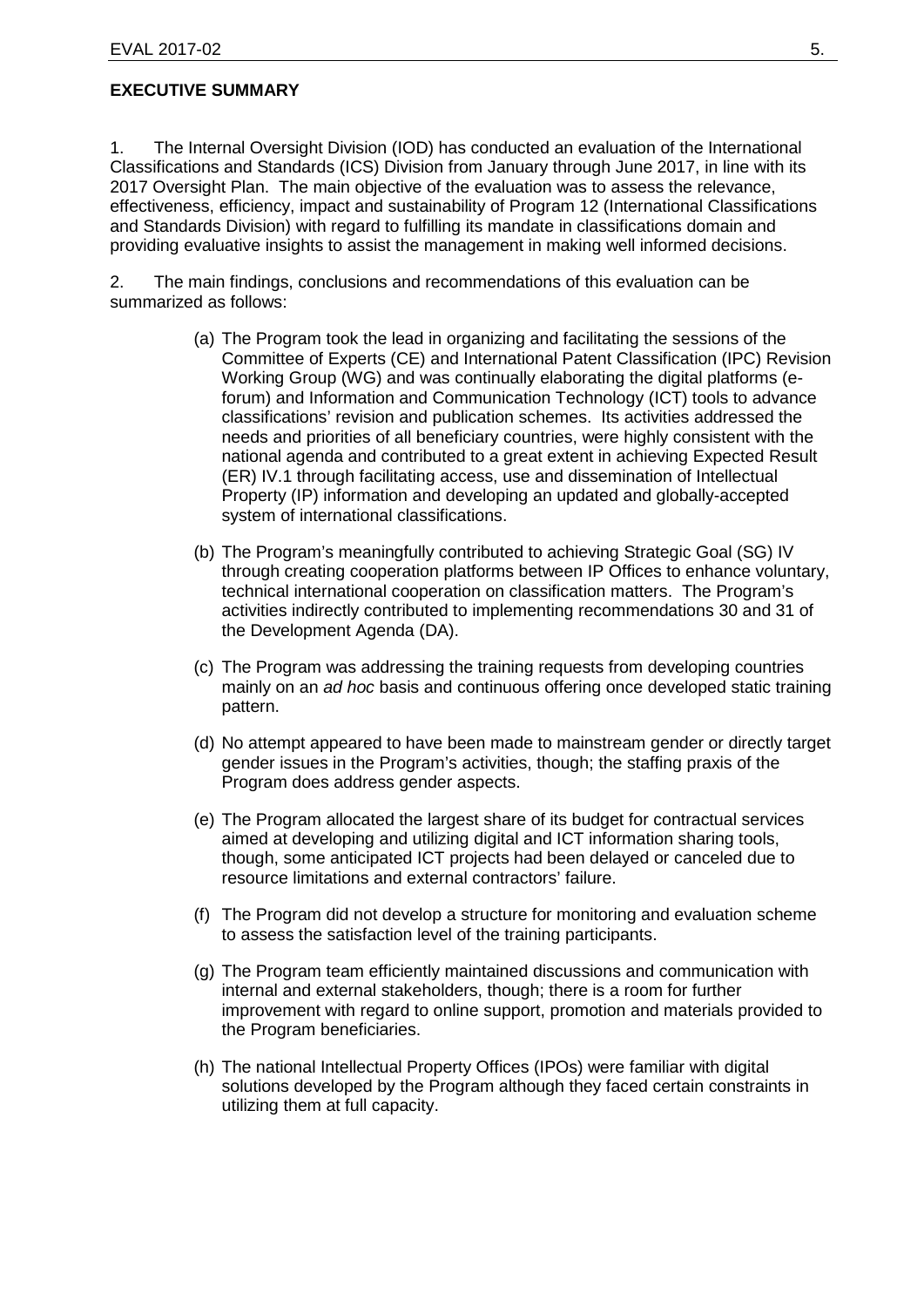**EXECUTIVE SUMMARY**

1. The Internal Oversight Division (IOD) has conducted an evaluation of the International Classifications and Standards (ICS) Division from January through June 2017, in line with its 2017 Oversight Plan. The main objective of the evaluation was to assess the relevance, effectiveness, efficiency, impact and sustainability of Program 12 (International Classifications and Standards Division) with regard to fulfilling its mandate in classifications domain and providing evaluative insights to assist the management in making well informed decisions.

2. The main findings, conclusions and recommendations of this evaluation can be summarized as follows:

(a) The Program took the lead in organizing and facilitating the sessions of the Committee of Experts (CE) and International Patent Classification (IPC) Revision Working Group (WG) and was continually elaborating the digital platforms (e-forum) and Information and Communication Technology (ICT) tools to advance classifications' revision and publication schemes. Its activities addressed the needs and priorities of all beneficiary countries, were highly consistent with the national agenda and contributed to a great extent in achieving Expected Result (ER) IV.1 through facilitating access, use and dissemination of Intellectual Property (IP) information and developing an updated and globally-accepted system of international classifications.

(b) The Program's meaningfully contributed to achieving Strategic Goal (SG) IV through creating cooperation platforms between IP Offices to enhance voluntary, technical international cooperation on classification matters. The Program's activities indirectly contributed to implementing recommendations 30 and 31 of the Development Agenda (DA).

(c) The Program was addressing the training requests from developing countries mainly on an *ad hoc* basis and continuous offering once developed static training pattern.

(d) No attempt appeared to have been made to mainstream gender or directly target gender issues in the Program's activities, though; the staffing praxis of the Program does address gender aspects.

(e) The Program allocated the largest share of its budget for contractual services aimed at developing and utilizing digital and ICT information sharing tools, though, some anticipated ICT projects had been delayed or canceled due to resource limitations and external contractors' failure.

(f) The Program did not develop a structure for monitoring and evaluation scheme to assess the satisfaction level of the training participants.

(g) The Program team efficiently maintained discussions and communication with internal and external stakeholders, though; there is a room for further improvement with regard to online support, promotion and materials provided to the Program beneficiaries.

(h) The national Intellectual Property Offices (IPOs) were familiar with digital solutions developed by the Program although they faced certain constraints in utilizing them at full capacity.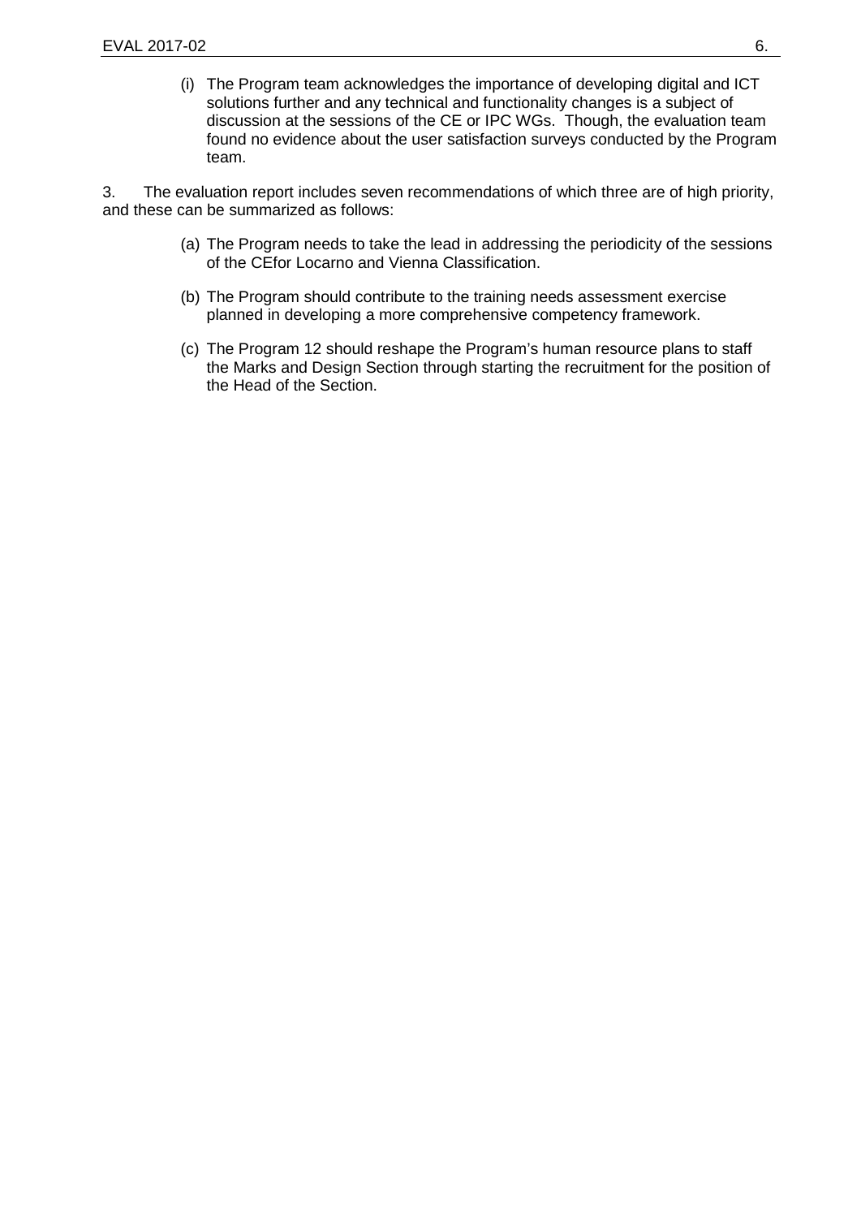(i) The Program team acknowledges the importance of developing digital and ICT solutions further and any technical and functionality changes is a subject of discussion at the sessions of the CE or IPC WGs. Though, the evaluation team found no evidence about the user satisfaction surveys conducted by the Program team.

3. The evaluation report includes seven recommendations of which three are of high priority, and these can be summarized as follows:

(a) The Program needs to take the lead in addressing the periodicity of the sessions of the CEfor Locarno and Vienna Classification.

(b) The Program should contribute to the training needs assessment exercise planned in developing a more comprehensive competency framework.

(c) The Program 12 should reshape the Program's human resource plans to staff the Marks and Design Section through starting the recruitment for the position of the Head of the Section.